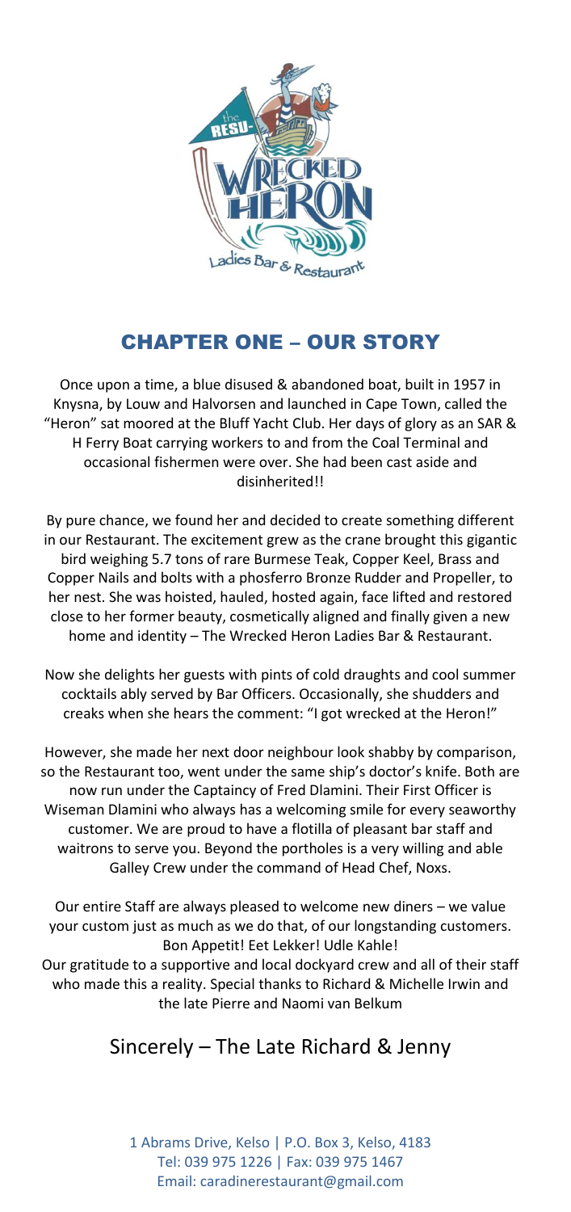## CHAPTER ONE – OUR STORY

Once upon a time, a blue disused & abandoned boat, built in 1957 in Knysna, by Louw and Halvorsen and launched in Cape Town, called the "Heron" sat moored at the Bluff Yacht Club. Her days of glory as an SAR & H Ferry Boat carrying workers to and from the Coal Terminal and occasional fishermen were over. She had been cast aside and disinherited!!

By pure chance, we found her and decided to create something different in our Restaurant. The excitement grew as the crane brought this gigantic bird weighing 5.7 tons of rare Burmese Teak, Copper Keel, Brass and Copper Nails and bolts with a phosferro Bronze Rudder and Propeller, to her nest. She was hoisted, hauled, hosted again, face lifted and restored close to her former beauty, cosmetically aligned and finally given a new home and identity – The Wrecked Heron Ladies Bar & Restaurant.

Now she delights her guests with pints of cold draughts and cool summer cocktails ably served by Bar Officers. Occasionally, she shudders and creaks when she hears the comment: "I got wrecked at the Heron!"

However, she made her next door neighbour look shabby by comparison, so the Restaurant too, went under the same ship's doctor's knife. Both are now run under the Captaincy of Fred Dlamini. Their First Officer is Wiseman Dlamini who always has a welcoming smile for every seaworthy customer. We are proud to have a flotilla of pleasant bar staff and waitrons to serve you. Beyond the portholes is a very willing and able Galley Crew under the command of Head Chef, Noxs.

Our entire Staff are always pleased to welcome new diners – we value your custom just as much as we do that, of our longstanding customers. Bon Appetit! Eet Lekker! Udle Kahle!

Our gratitude to a supportive and local dockyard crew and all of their staff who made this a reality. Special thanks to Richard & Michelle Irwin and the late Pierre and Naomi van Belkum

Sincerely – The Late Richard & Jenny

1 Abrams Drive, Kelso | P.O. Box 3, Kelso, 4183
Tel: 039 975 1226 | Fax: 039 975 1467
Email: caradinerestaurant@gmail.com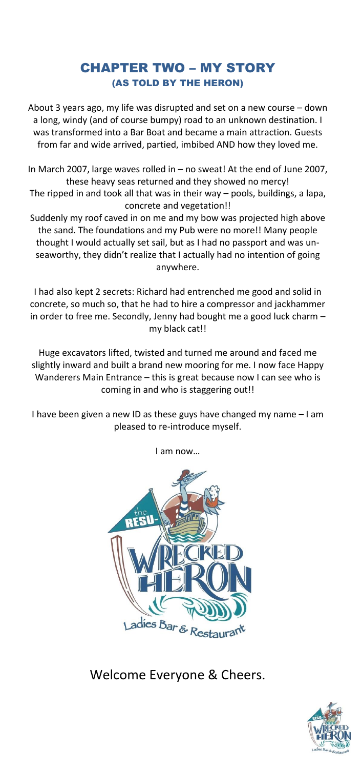# CHAPTER TWO – MY STORY
## (AS TOLD BY THE HERON)

About 3 years ago, my life was disrupted and set on a new course – down a long, windy (and of course bumpy) road to an unknown destination. I was transformed into a Bar Boat and became a main attraction. Guests from far and wide arrived, partied, imbibed AND how they loved me.

In March 2007, large waves rolled in – no sweat! At the end of June 2007, these heavy seas returned and they showed no mercy!
The ripped in and took all that was in their way – pools, buildings, a lapa, concrete and vegetation!!
Suddenly my roof caved in on me and my bow was projected high above the sand. The foundations and my Pub were no more!! Many people thought I would actually set sail, but as I had no passport and was un-seaworthy, they didn't realize that I actually had no intention of going anywhere.

I had also kept 2 secrets: Richard had entrenched me good and solid in concrete, so much so, that he had to hire a compressor and jackhammer in order to free me. Secondly, Jenny had bought me a good luck charm – my black cat!!

Huge excavators lifted, twisted and turned me around and faced me slightly inward and built a brand new mooring for me. I now face Happy Wanderers Main Entrance – this is great because now I can see who is coming in and who is staggering out!!

I have been given a new ID as these guys have changed my name – I am pleased to re-introduce myself.

I am now…

the RESU-WRECKED HERON
Ladies Bar & Restaurant

Welcome Everyone & Cheers.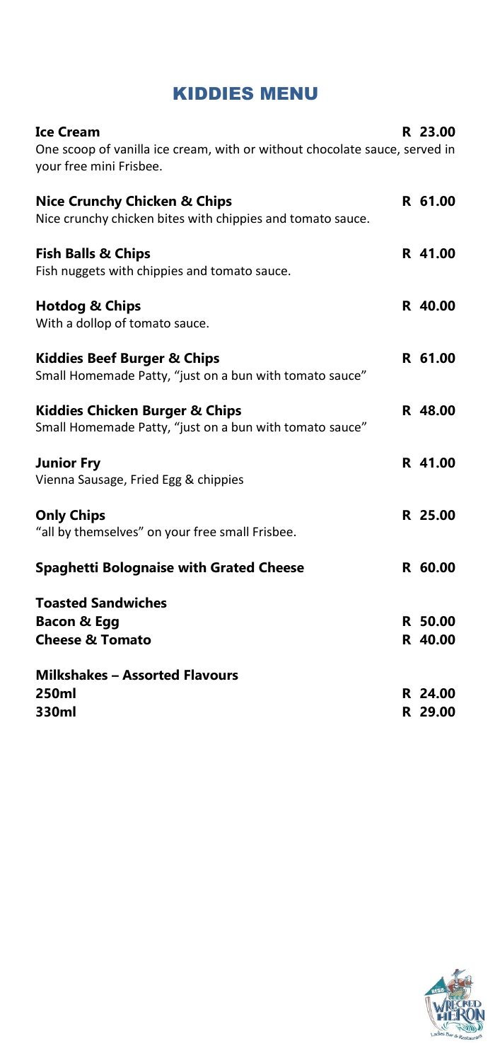# KIDDIES MENU

**Ice Cream** — **R 23.00**
One scoop of vanilla ice cream, with or without chocolate sauce, served in your free mini Frisbee.

**Nice Crunchy Chicken & Chips** — **R 61.00**
Nice crunchy chicken bites with chippies and tomato sauce.

**Fish Balls & Chips** — **R 41.00**
Fish nuggets with chippies and tomato sauce.

**Hotdog & Chips** — **R 40.00**
With a dollop of tomato sauce.

**Kiddies Beef Burger & Chips** — **R 61.00**
Small Homemade Patty, "just on a bun with tomato sauce"

**Kiddies Chicken Burger & Chips** — **R 48.00**
Small Homemade Patty, "just on a bun with tomato sauce"

**Junior Fry** — **R 41.00**
Vienna Sausage, Fried Egg & chippies

**Only Chips** — **R 25.00**
"all by themselves" on your free small Frisbee.

**Spaghetti Bolognaise with Grated Cheese** — **R 60.00**

**Toasted Sandwiches**
**Bacon & Egg** — **R 50.00**
**Cheese & Tomato** — **R 40.00**

**Milkshakes – Assorted Flavours**
**250ml** — **R 24.00**
**330ml** — **R 29.00**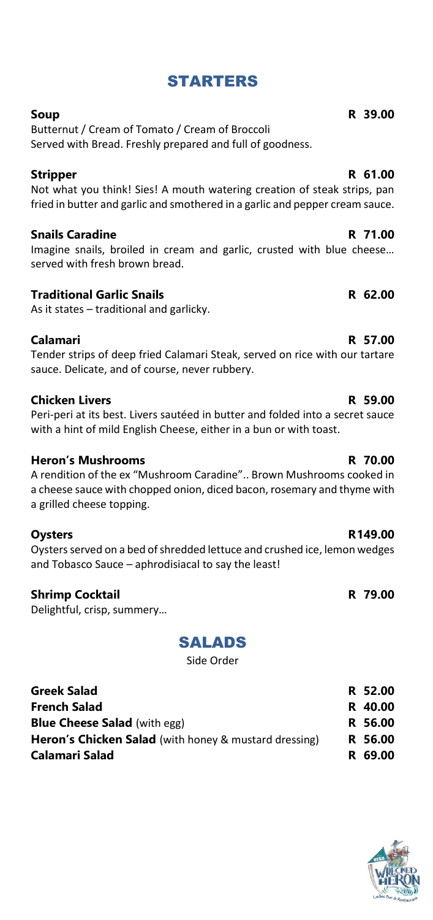# STARTERS

**Soup** **R 39.00**
Butternut / Cream of Tomato / Cream of Broccoli
Served with Bread. Freshly prepared and full of goodness.

**Stripper** **R 61.00**
Not what you think! Sies! A mouth watering creation of steak strips, pan fried in butter and garlic and smothered in a garlic and pepper cream sauce.

**Snails Caradine** **R 71.00**
Imagine snails, broiled in cream and garlic, crusted with blue cheese… served with fresh brown bread.

**Traditional Garlic Snails** **R 62.00**
As it states – traditional and garlicky.

**Calamari** **R 57.00**
Tender strips of deep fried Calamari Steak, served on rice with our tartare sauce. Delicate, and of course, never rubbery.

**Chicken Livers** **R 59.00**
Peri-peri at its best. Livers sautéed in butter and folded into a secret sauce with a hint of mild English Cheese, either in a bun or with toast.

**Heron's Mushrooms** **R 70.00**
A rendition of the ex "Mushroom Caradine".. Brown Mushrooms cooked in a cheese sauce with chopped onion, diced bacon, rosemary and thyme with a grilled cheese topping.

**Oysters** **R149.00**
Oysters served on a bed of shredded lettuce and crushed ice, lemon wedges and Tobasco Sauce – aphrodisiacal to say the least!

**Shrimp Cocktail** **R 79.00**
Delightful, crisp, summery…

# SALADS

Side Order

| | |
|---|---|
| **Greek Salad** | **R 52.00** |
| **French Salad** | **R 40.00** |
| **Blue Cheese Salad** (with egg) | **R 56.00** |
| **Heron's Chicken Salad** (with honey & mustard dressing) | **R 56.00** |
| **Calamari Salad** | **R 69.00** |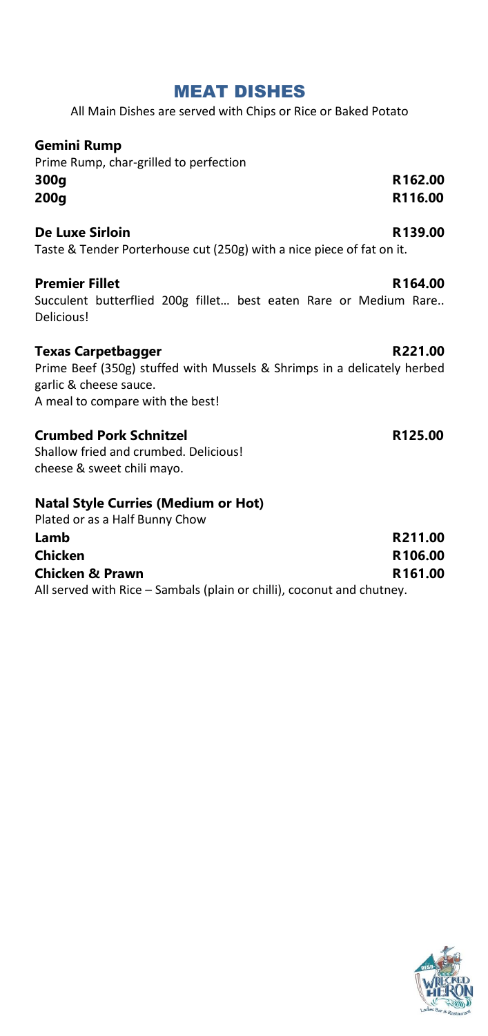# MEAT DISHES

All Main Dishes are served with Chips or Rice or Baked Potato

**Gemini Rump**
Prime Rump, char-grilled to perfection
**300g** **R162.00**
**200g** **R116.00**

**De Luxe Sirloin** **R139.00**
Taste & Tender Porterhouse cut (250g) with a nice piece of fat on it.

**Premier Fillet** **R164.00**
Succulent butterflied 200g fillet... best eaten Rare or Medium Rare.. Delicious!

**Texas Carpetbagger** **R221.00**
Prime Beef (350g) stuffed with Mussels & Shrimps in a delicately herbed garlic & cheese sauce.
A meal to compare with the best!

**Crumbed Pork Schnitzel** **R125.00**
Shallow fried and crumbed. Delicious!
cheese & sweet chili mayo.

**Natal Style Curries (Medium or Hot)**
Plated or as a Half Bunny Chow
**Lamb** **R211.00**
**Chicken** **R106.00**
**Chicken & Prawn** **R161.00**
All served with Rice – Sambals (plain or chilli), coconut and chutney.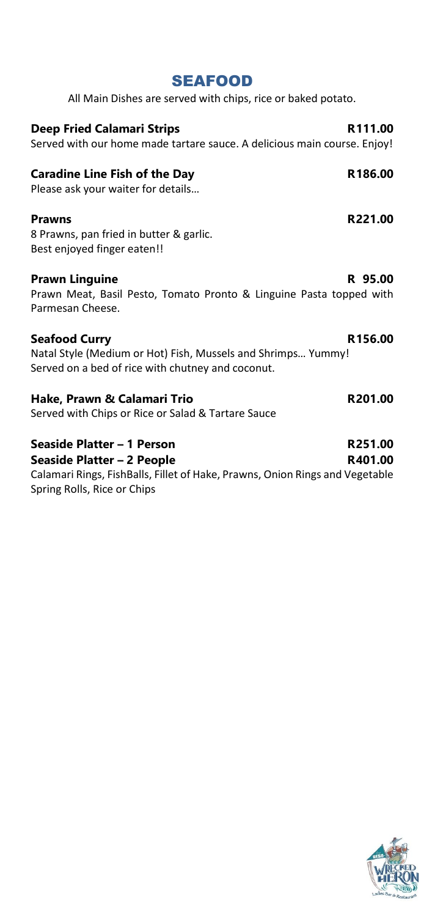# SEAFOOD

All Main Dishes are served with chips, rice or baked potato.

**Deep Fried Calamari Strips** **R111.00**
Served with our home made tartare sauce. A delicious main course. Enjoy!

**Caradine Line Fish of the Day** **R186.00**
Please ask your waiter for details…

**Prawns** **R221.00**
8 Prawns, pan fried in butter & garlic.
Best enjoyed finger eaten!!

**Prawn Linguine** **R 95.00**
Prawn Meat, Basil Pesto, Tomato Pronto & Linguine Pasta topped with Parmesan Cheese.

**Seafood Curry** **R156.00**
Natal Style (Medium or Hot) Fish, Mussels and Shrimps… Yummy!
Served on a bed of rice with chutney and coconut.

**Hake, Prawn & Calamari Trio** **R201.00**
Served with Chips or Rice or Salad & Tartare Sauce

**Seaside Platter – 1 Person** **R251.00**
**Seaside Platter – 2 People** **R401.00**
Calamari Rings, FishBalls, Fillet of Hake, Prawns, Onion Rings and Vegetable Spring Rolls, Rice or Chips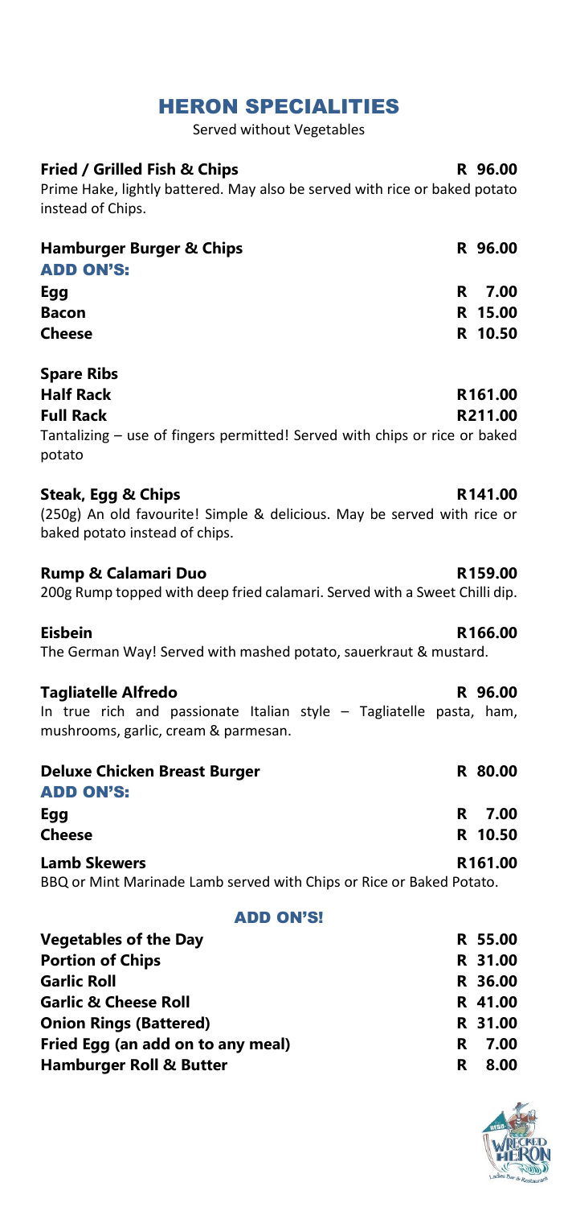# HERON SPECIALITIES

Served without Vegetables

**Fried / Grilled Fish & Chips** **R 96.00**

Prime Hake, lightly battered. May also be served with rice or baked potato instead of Chips.

**Hamburger Burger & Chips** **R 96.00**

**ADD ON'S:**

| | |
|---|---|
| **Egg** | **R 7.00** |
| **Bacon** | **R 15.00** |
| **Cheese** | **R 10.50** |

**Spare Ribs**

| | |
|---|---|
| **Half Rack** | **R161.00** |
| **Full Rack** | **R211.00** |

Tantalizing – use of fingers permitted! Served with chips or rice or baked potato

**Steak, Egg & Chips** **R141.00**

(250g) An old favourite! Simple & delicious. May be served with rice or baked potato instead of chips.

**Rump & Calamari Duo** **R159.00**

200g Rump topped with deep fried calamari. Served with a Sweet Chilli dip.

**Eisbein** **R166.00**

The German Way! Served with mashed potato, sauerkraut & mustard.

**Tagliatelle Alfredo** **R 96.00**

In true rich and passionate Italian style – Tagliatelle pasta, ham, mushrooms, garlic, cream & parmesan.

**Deluxe Chicken Breast Burger** **R 80.00**

**ADD ON'S:**

| | |
|---|---|
| **Egg** | **R 7.00** |
| **Cheese** | **R 10.50** |

**Lamb Skewers** **R161.00**

BBQ or Mint Marinade Lamb served with Chips or Rice or Baked Potato.

## ADD ON'S!

| | |
|---|---|
| **Vegetables of the Day** | **R 55.00** |
| **Portion of Chips** | **R 31.00** |
| **Garlic Roll** | **R 36.00** |
| **Garlic & Cheese Roll** | **R 41.00** |
| **Onion Rings (Battered)** | **R 31.00** |
| **Fried Egg (an add on to any meal)** | **R 7.00** |
| **Hamburger Roll & Butter** | **R 8.00** |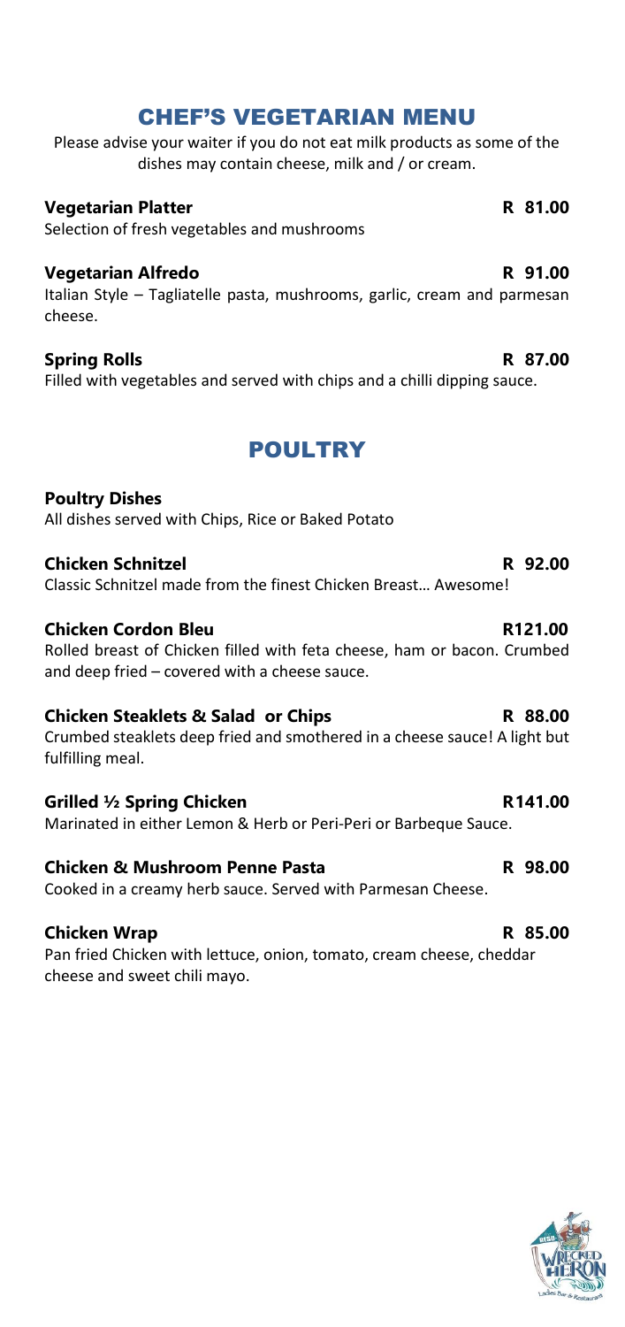## CHEF'S VEGETARIAN MENU

Please advise your waiter if you do not eat milk products as some of the dishes may contain cheese, milk and / or cream.

**Vegetarian Platter** **R 81.00**
Selection of fresh vegetables and mushrooms

**Vegetarian Alfredo** **R 91.00**
Italian Style – Tagliatelle pasta, mushrooms, garlic, cream and parmesan cheese.

**Spring Rolls** **R 87.00**
Filled with vegetables and served with chips and a chilli dipping sauce.

## POULTRY

**Poultry Dishes**
All dishes served with Chips, Rice or Baked Potato

**Chicken Schnitzel** **R 92.00**
Classic Schnitzel made from the finest Chicken Breast… Awesome!

**Chicken Cordon Bleu** **R121.00**
Rolled breast of Chicken filled with feta cheese, ham or bacon. Crumbed and deep fried – covered with a cheese sauce.

**Chicken Steaklets & Salad or Chips** **R 88.00**
Crumbed steaklets deep fried and smothered in a cheese sauce! A light but fulfilling meal.

**Grilled ½ Spring Chicken** **R141.00**
Marinated in either Lemon & Herb or Peri-Peri or Barbeque Sauce.

**Chicken & Mushroom Penne Pasta** **R 98.00**
Cooked in a creamy herb sauce. Served with Parmesan Cheese.

**Chicken Wrap** **R 85.00**
Pan fried Chicken with lettuce, onion, tomato, cream cheese, cheddar cheese and sweet chili mayo.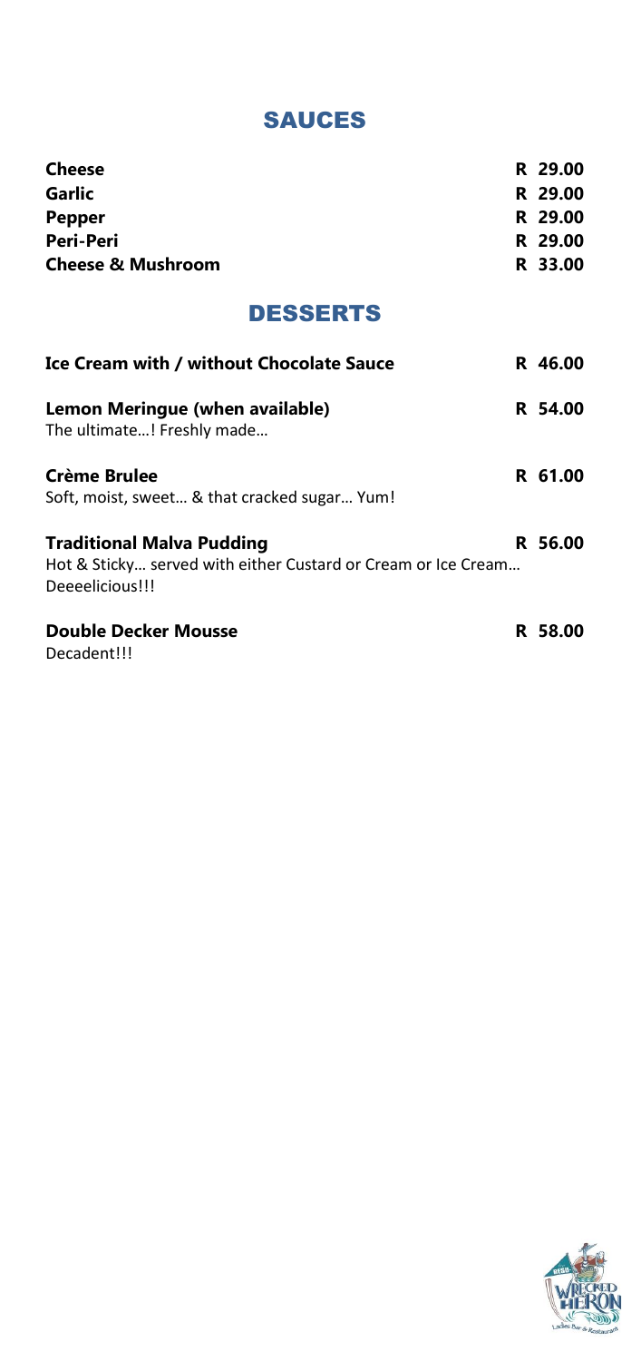## SAUCES

| | |
|---|---|
| **Cheese** | **R 29.00** |
| **Garlic** | **R 29.00** |
| **Pepper** | **R 29.00** |
| **Peri-Peri** | **R 29.00** |
| **Cheese & Mushroom** | **R 33.00** |

## DESSERTS

**Ice Cream with / without Chocolate Sauce** **R 46.00**

**Lemon Meringue (when available)** **R 54.00**
The ultimate…! Freshly made…

**Crème Brulee** **R 61.00**
Soft, moist, sweet… & that cracked sugar… Yum!

**Traditional Malva Pudding** **R 56.00**
Hot & Sticky… served with either Custard or Cream or Ice Cream…
Deeeelicious!!!

**Double Decker Mousse** **R 58.00**
Decadent!!!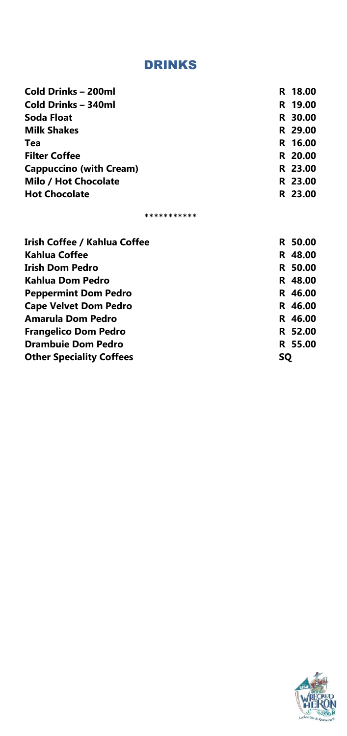# DRINKS

| | |
|---|---|
| **Cold Drinks – 200ml** | **R 18.00** |
| **Cold Drinks – 340ml** | **R 19.00** |
| **Soda Float** | **R 30.00** |
| **Milk Shakes** | **R 29.00** |
| **Tea** | **R 16.00** |
| **Filter Coffee** | **R 20.00** |
| **Cappuccino (with Cream)** | **R 23.00** |
| **Milo / Hot Chocolate** | **R 23.00** |
| **Hot Chocolate** | **R 23.00** |

***********

| | |
|---|---|
| **Irish Coffee / Kahlua Coffee** | **R 50.00** |
| **Kahlua Coffee** | **R 48.00** |
| **Irish Dom Pedro** | **R 50.00** |
| **Kahlua Dom Pedro** | **R 48.00** |
| **Peppermint Dom Pedro** | **R 46.00** |
| **Cape Velvet Dom Pedro** | **R 46.00** |
| **Amarula Dom Pedro** | **R 46.00** |
| **Frangelico Dom Pedro** | **R 52.00** |
| **Drambuie Dom Pedro** | **R 55.00** |
| **Other Speciality Coffees** | **SQ** |